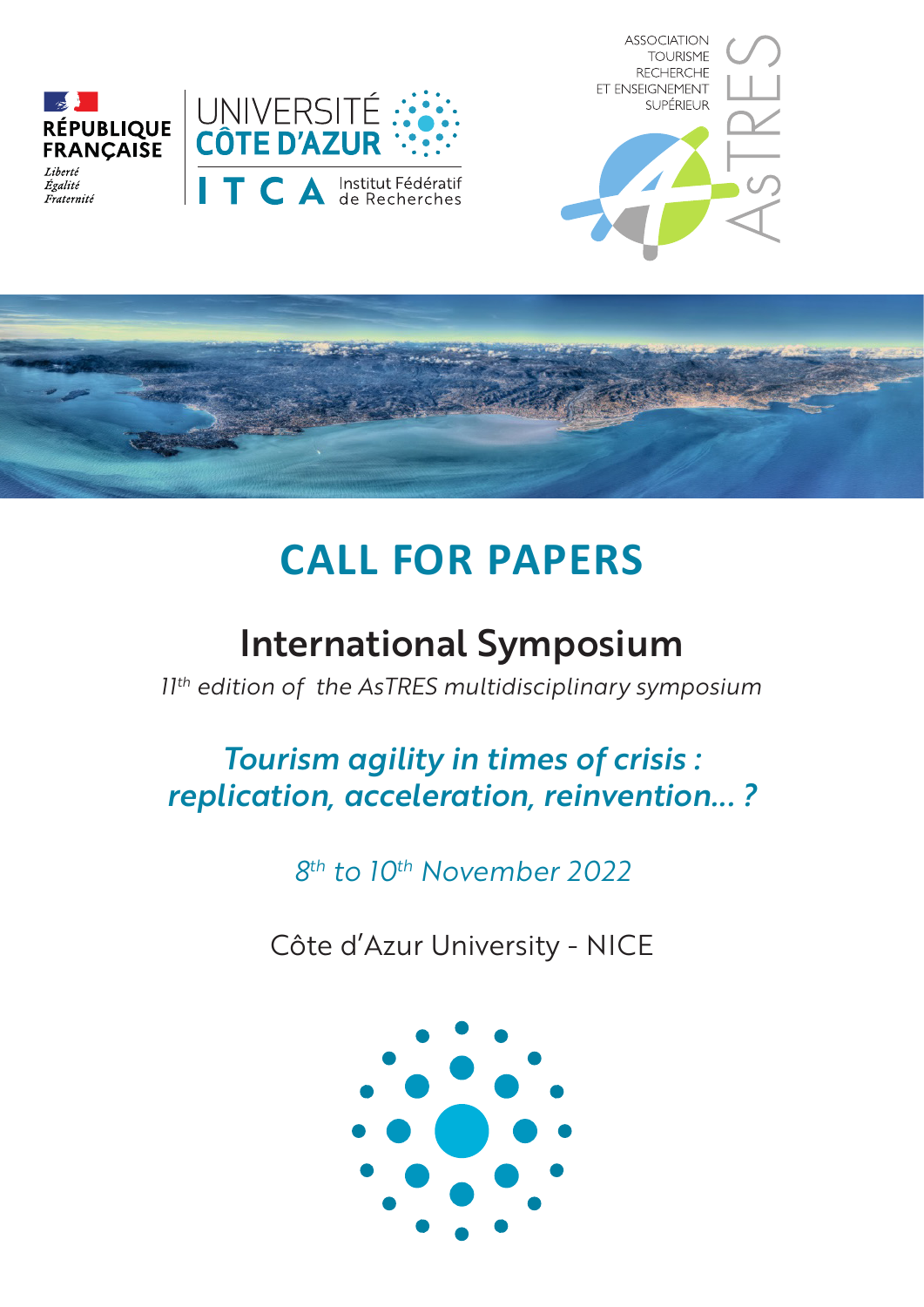RÉPUBLIQUE FRANÇAISE

*Liberté*
*Égalité*
*Fraternité*

UNIVERSITÉ CÔTE D'AZUR

ITCA Institut Fédératif de Recherches

ASSOCIATION TOURISME RECHERCHE ET ENSEIGNEMENT SUPÉRIEUR

ASTRES

# CALL FOR PAPERS

## International Symposium

*11th edition of the AsTRES multidisciplinary symposium*

## *Tourism agility in times of crisis : replication, acceleration, reinvention... ?*

*8th to 10th November 2022*

Côte d'Azur University - NICE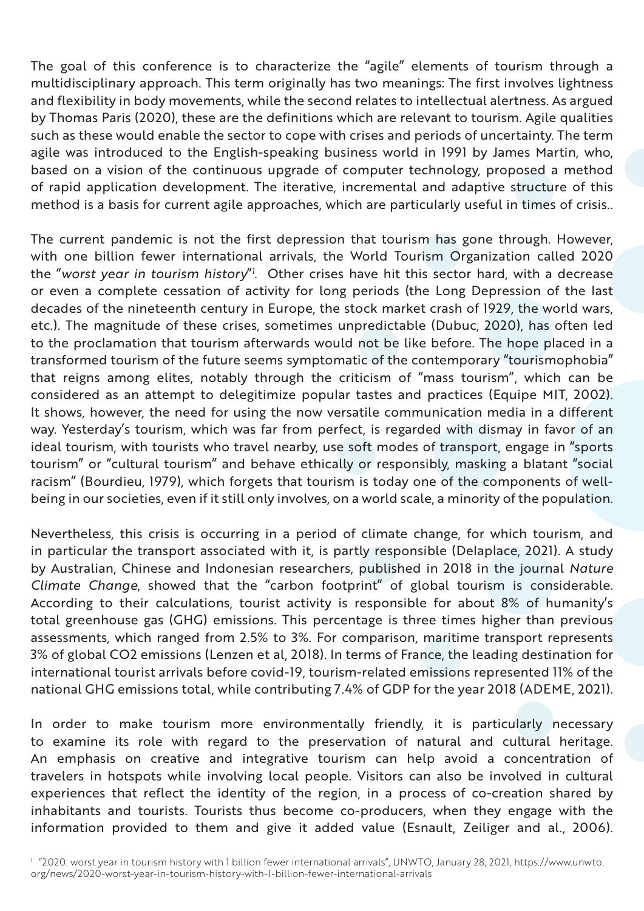The goal of this conference is to characterize the "agile" elements of tourism through a multidisciplinary approach. This term originally has two meanings: The first involves lightness and flexibility in body movements, while the second relates to intellectual alertness. As argued by Thomas Paris (2020), these are the definitions which are relevant to tourism. Agile qualities such as these would enable the sector to cope with crises and periods of uncertainty. The term agile was introduced to the English-speaking business world in 1991 by James Martin, who, based on a vision of the continuous upgrade of computer technology, proposed a method of rapid application development. The iterative, incremental and adaptive structure of this method is a basis for current agile approaches, which are particularly useful in times of crisis..

The current pandemic is not the first depression that tourism has gone through. However, with one billion fewer international arrivals, the World Tourism Organization called 2020 the "*worst year in tourism history*"[1]. Other crises have hit this sector hard, with a decrease or even a complete cessation of activity for long periods (the Long Depression of the last decades of the nineteenth century in Europe, the stock market crash of 1929, the world wars, etc.). The magnitude of these crises, sometimes unpredictable (Dubuc, 2020), has often led to the proclamation that tourism afterwards would not be like before. The hope placed in a transformed tourism of the future seems symptomatic of the contemporary "tourismophobia" that reigns among elites, notably through the criticism of "mass tourism", which can be considered as an attempt to delegitimize popular tastes and practices (Equipe MIT, 2002). It shows, however, the need for using the now versatile communication media in a different way. Yesterday's tourism, which was far from perfect, is regarded with dismay in favor of an ideal tourism, with tourists who travel nearby, use soft modes of transport, engage in "sports tourism" or "cultural tourism" and behave ethically or responsibly, masking a blatant "social racism" (Bourdieu, 1979), which forgets that tourism is today one of the components of well-being in our societies, even if it still only involves, on a world scale, a minority of the population.

Nevertheless, this crisis is occurring in a period of climate change, for which tourism, and in particular the transport associated with it, is partly responsible (Delaplace, 2021). A study by Australian, Chinese and Indonesian researchers, published in 2018 in the journal *Nature Climate Change*, showed that the "carbon footprint" of global tourism is considerable. According to their calculations, tourist activity is responsible for about 8% of humanity's total greenhouse gas (GHG) emissions. This percentage is three times higher than previous assessments, which ranged from 2.5% to 3%. For comparison, maritime transport represents 3% of global $CO_2$ emissions (Lenzen et al, 2018). In terms of France, the leading destination for international tourist arrivals before covid-19, tourism-related emissions represented 11% of the national GHG emissions total, while contributing 7.4% of GDP for the year 2018 (ADEME, 2021).

In order to make tourism more environmentally friendly, it is particularly necessary to examine its role with regard to the preservation of natural and cultural heritage. An emphasis on creative and integrative tourism can help avoid a concentration of travelers in hotspots while involving local people. Visitors can also be involved in cultural experiences that reflect the identity of the region, in a process of co-creation shared by inhabitants and tourists. Tourists thus become co-producers, when they engage with the information provided to them and give it added value (Esnault, Zeiliger and al., 2006).

[1] "2020: worst year in tourism history with 1 billion fewer international arrivals", UNWTO, January 28, 2021, https://www.unwto.org/news/2020-worst-year-in-tourism-history-with-1-billion-fewer-international-arrivals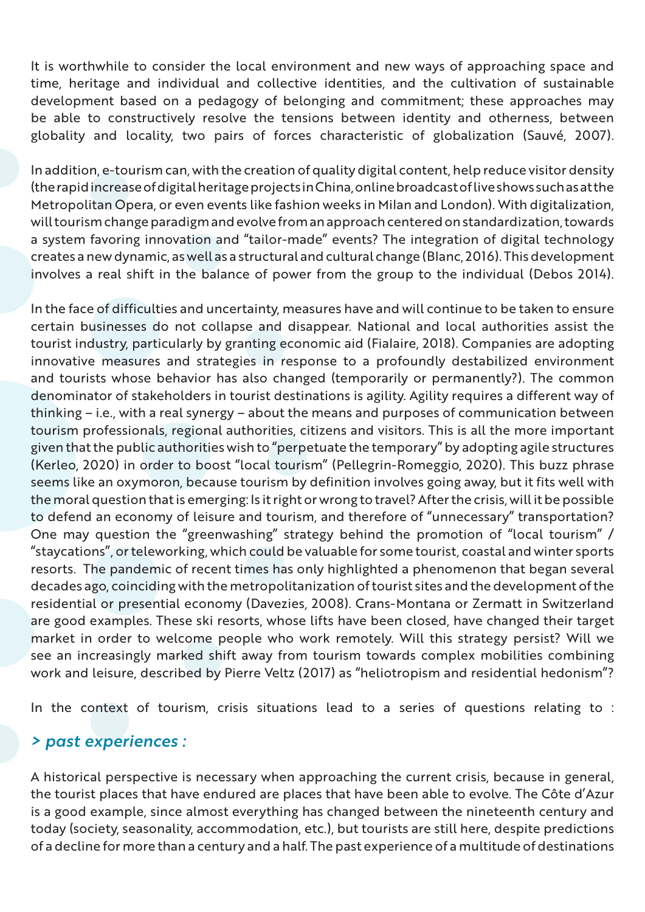It is worthwhile to consider the local environment and new ways of approaching space and time, heritage and individual and collective identities, and the cultivation of sustainable development based on a pedagogy of belonging and commitment; these approaches may be able to constructively resolve the tensions between identity and otherness, between globality and locality, two pairs of forces characteristic of globalization (Sauvé, 2007).

In addition, e-tourism can, with the creation of quality digital content, help reduce visitor density (the rapid increase of digital heritage projects in China, online broadcast of live shows such as at the Metropolitan Opera, or even events like fashion weeks in Milan and London). With digitalization, will tourism change paradigm and evolve from an approach centered on standardization, towards a system favoring innovation and "tailor-made" events? The integration of digital technology creates a new dynamic, as well as a structural and cultural change (Blanc, 2016). This development involves a real shift in the balance of power from the group to the individual (Debos 2014).

In the face of difficulties and uncertainty, measures have and will continue to be taken to ensure certain businesses do not collapse and disappear. National and local authorities assist the tourist industry, particularly by granting economic aid (Fialaire, 2018). Companies are adopting innovative measures and strategies in response to a profoundly destabilized environment and tourists whose behavior has also changed (temporarily or permanently?). The common denominator of stakeholders in tourist destinations is agility. Agility requires a different way of thinking – i.e., with a real synergy – about the means and purposes of communication between tourism professionals, regional authorities, citizens and visitors. This is all the more important given that the public authorities wish to "perpetuate the temporary" by adopting agile structures (Kerleo, 2020) in order to boost "local tourism" (Pellegrin-Romeggio, 2020). This buzz phrase seems like an oxymoron, because tourism by definition involves going away, but it fits well with the moral question that is emerging: Is it right or wrong to travel? After the crisis, will it be possible to defend an economy of leisure and tourism, and therefore of "unnecessary" transportation? One may question the "greenwashing" strategy behind the promotion of "local tourism" / "staycations", or teleworking, which could be valuable for some tourist, coastal and winter sports resorts. The pandemic of recent times has only highlighted a phenomenon that began several decades ago, coinciding with the metropolitanization of tourist sites and the development of the residential or presential economy (Davezies, 2008). Crans-Montana or Zermatt in Switzerland are good examples. These ski resorts, whose lifts have been closed, have changed their target market in order to welcome people who work remotely. Will this strategy persist? Will we see an increasingly marked shift away from tourism towards complex mobilities combining work and leisure, described by Pierre Veltz (2017) as "heliotropism and residential hedonism"?

In the context of tourism, crisis situations lead to a series of questions relating to :

### *> past experiences :*

A historical perspective is necessary when approaching the current crisis, because in general, the tourist places that have endured are places that have been able to evolve. The Côte d'Azur is a good example, since almost everything has changed between the nineteenth century and today (society, seasonality, accommodation, etc.), but tourists are still here, despite predictions of a decline for more than a century and a half. The past experience of a multitude of destinations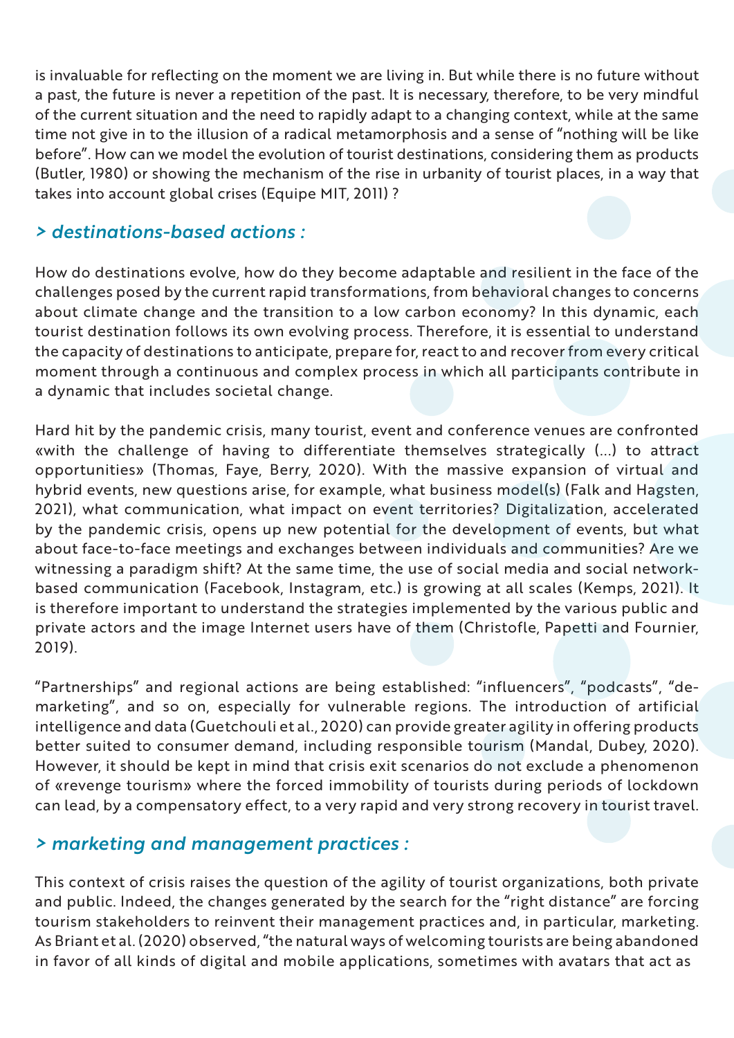is invaluable for reflecting on the moment we are living in. But while there is no future without a past, the future is never a repetition of the past. It is necessary, therefore, to be very mindful of the current situation and the need to rapidly adapt to a changing context, while at the same time not give in to the illusion of a radical metamorphosis and a sense of "nothing will be like before". How can we model the evolution of tourist destinations, considering them as products (Butler, 1980) or showing the mechanism of the rise in urbanity of tourist places, in a way that takes into account global crises (Equipe MIT, 2011) ?

## *> destinations-based actions :*

How do destinations evolve, how do they become adaptable and resilient in the face of the challenges posed by the current rapid transformations, from behavioral changes to concerns about climate change and the transition to a low carbon economy? In this dynamic, each tourist destination follows its own evolving process. Therefore, it is essential to understand the capacity of destinations to anticipate, prepare for, react to and recover from every critical moment through a continuous and complex process in which all participants contribute in a dynamic that includes societal change.

Hard hit by the pandemic crisis, many tourist, event and conference venues are confronted «with the challenge of having to differentiate themselves strategically (...) to attract opportunities» (Thomas, Faye, Berry, 2020). With the massive expansion of virtual and hybrid events, new questions arise, for example, what business model(s) (Falk and Hagsten, 2021), what communication, what impact on event territories? Digitalization, accelerated by the pandemic crisis, opens up new potential for the development of events, but what about face-to-face meetings and exchanges between individuals and communities? Are we witnessing a paradigm shift? At the same time, the use of social media and social network-based communication (Facebook, Instagram, etc.) is growing at all scales (Kemps, 2021). It is therefore important to understand the strategies implemented by the various public and private actors and the image Internet users have of them (Christofle, Papetti and Fournier, 2019).

"Partnerships" and regional actions are being established: "influencers", "podcasts", "de-marketing", and so on, especially for vulnerable regions. The introduction of artificial intelligence and data (Guetchouli et al., 2020) can provide greater agility in offering products better suited to consumer demand, including responsible tourism (Mandal, Dubey, 2020). However, it should be kept in mind that crisis exit scenarios do not exclude a phenomenon of «revenge tourism» where the forced immobility of tourists during periods of lockdown can lead, by a compensatory effect, to a very rapid and very strong recovery in tourist travel.

## *> marketing and management practices :*

This context of crisis raises the question of the agility of tourist organizations, both private and public. Indeed, the changes generated by the search for the "right distance" are forcing tourism stakeholders to reinvent their management practices and, in particular, marketing. As Briant et al. (2020) observed, "the natural ways of welcoming tourists are being abandoned in favor of all kinds of digital and mobile applications, sometimes with avatars that act as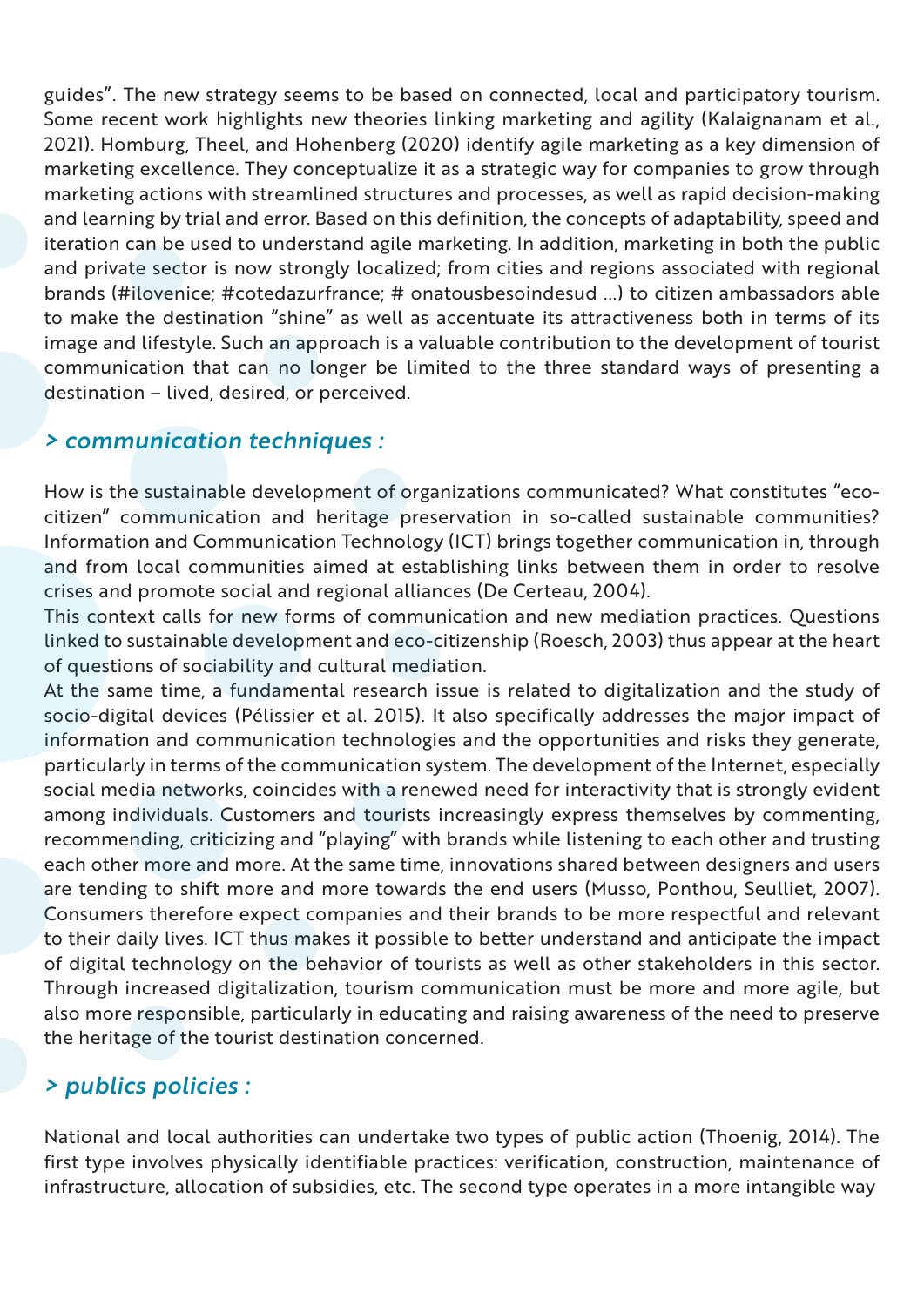guides". The new strategy seems to be based on connected, local and participatory tourism. Some recent work highlights new theories linking marketing and agility (Kalaignanam et al., 2021). Homburg, Theel, and Hohenberg (2020) identify agile marketing as a key dimension of marketing excellence. They conceptualize it as a strategic way for companies to grow through marketing actions with streamlined structures and processes, as well as rapid decision-making and learning by trial and error. Based on this definition, the concepts of adaptability, speed and iteration can be used to understand agile marketing. In addition, marketing in both the public and private sector is now strongly localized; from cities and regions associated with regional brands (#ilovenice; #cotedazurfrance; # onatousbesoindesud ...) to citizen ambassadors able to make the destination "shine" as well as accentuate its attractiveness both in terms of its image and lifestyle. Such an approach is a valuable contribution to the development of tourist communication that can no longer be limited to the three standard ways of presenting a destination – lived, desired, or perceived.

## *> communication techniques :*

How is the sustainable development of organizations communicated? What constitutes "eco-citizen" communication and heritage preservation in so-called sustainable communities? Information and Communication Technology (ICT) brings together communication in, through and from local communities aimed at establishing links between them in order to resolve crises and promote social and regional alliances (De Certeau, 2004).

This context calls for new forms of communication and new mediation practices. Questions linked to sustainable development and eco-citizenship (Roesch, 2003) thus appear at the heart of questions of sociability and cultural mediation.

At the same time, a fundamental research issue is related to digitalization and the study of socio-digital devices (Pélissier et al. 2015). It also specifically addresses the major impact of information and communication technologies and the opportunities and risks they generate, particularly in terms of the communication system. The development of the Internet, especially social media networks, coincides with a renewed need for interactivity that is strongly evident among individuals. Customers and tourists increasingly express themselves by commenting, recommending, criticizing and "playing" with brands while listening to each other and trusting each other more and more. At the same time, innovations shared between designers and users are tending to shift more and more towards the end users (Musso, Ponthou, Seulliet, 2007). Consumers therefore expect companies and their brands to be more respectful and relevant to their daily lives. ICT thus makes it possible to better understand and anticipate the impact of digital technology on the behavior of tourists as well as other stakeholders in this sector. Through increased digitalization, tourism communication must be more and more agile, but also more responsible, particularly in educating and raising awareness of the need to preserve the heritage of the tourist destination concerned.

## *> publics policies :*

National and local authorities can undertake two types of public action (Thoenig, 2014). The first type involves physically identifiable practices: verification, construction, maintenance of infrastructure, allocation of subsidies, etc. The second type operates in a more intangible way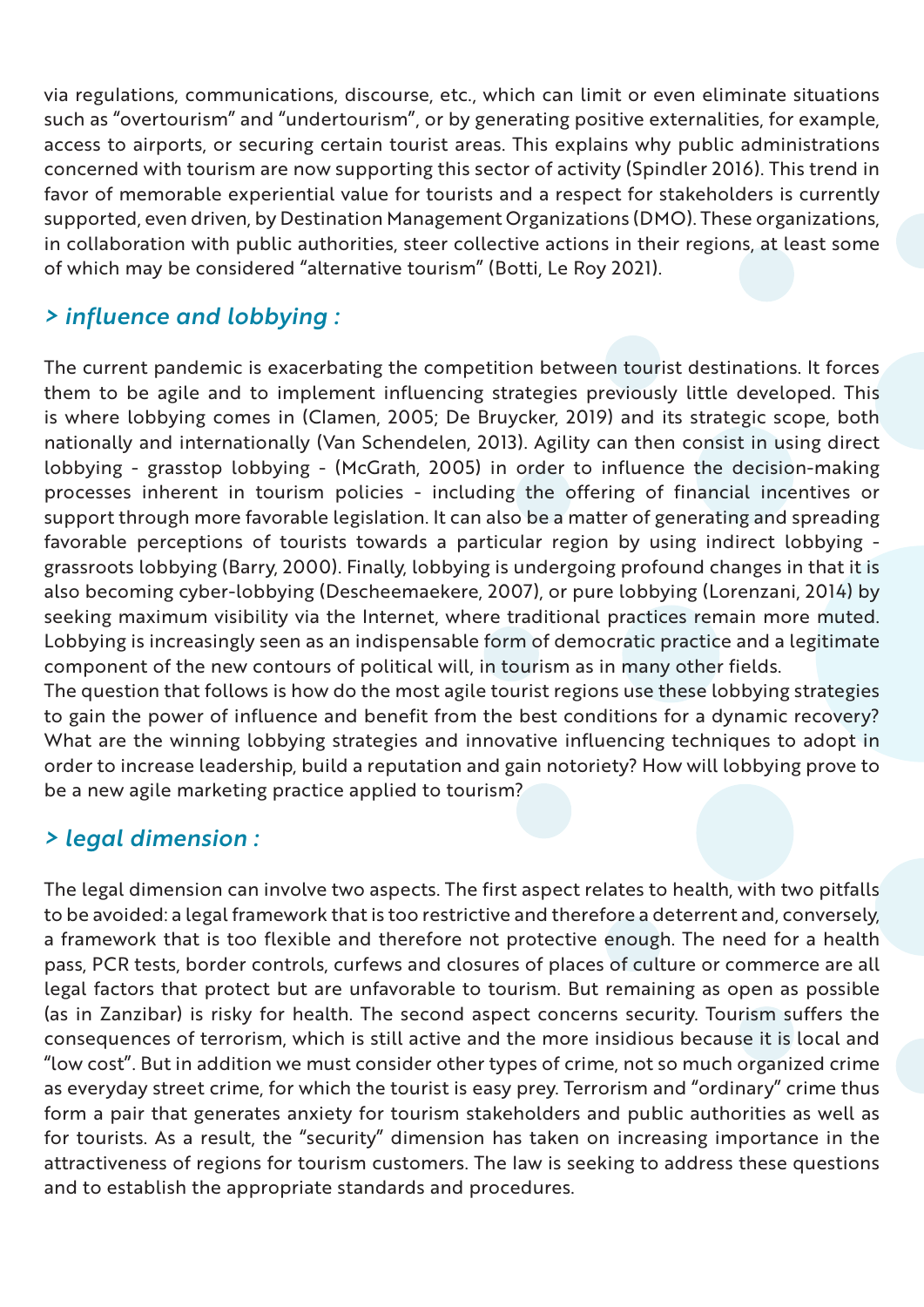via regulations, communications, discourse, etc., which can limit or even eliminate situations such as "overtourism" and "undertourism", or by generating positive externalities, for example, access to airports, or securing certain tourist areas. This explains why public administrations concerned with tourism are now supporting this sector of activity (Spindler 2016). This trend in favor of memorable experiential value for tourists and a respect for stakeholders is currently supported, even driven, by Destination Management Organizations (DMO). These organizations, in collaboration with public authorities, steer collective actions in their regions, at least some of which may be considered "alternative tourism" (Botti, Le Roy 2021).

### *> influence and lobbying :*

The current pandemic is exacerbating the competition between tourist destinations. It forces them to be agile and to implement influencing strategies previously little developed. This is where lobbying comes in (Clamen, 2005; De Bruycker, 2019) and its strategic scope, both nationally and internationally (Van Schendelen, 2013). Agility can then consist in using direct lobbying - grasstop lobbying - (McGrath, 2005) in order to influence the decision-making processes inherent in tourism policies - including the offering of financial incentives or support through more favorable legislation. It can also be a matter of generating and spreading favorable perceptions of tourists towards a particular region by using indirect lobbying - grassroots lobbying (Barry, 2000). Finally, lobbying is undergoing profound changes in that it is also becoming cyber-lobbying (Descheemaekere, 2007), or pure lobbying (Lorenzani, 2014) by seeking maximum visibility via the Internet, where traditional practices remain more muted. Lobbying is increasingly seen as an indispensable form of democratic practice and a legitimate component of the new contours of political will, in tourism as in many other fields.
The question that follows is how do the most agile tourist regions use these lobbying strategies to gain the power of influence and benefit from the best conditions for a dynamic recovery? What are the winning lobbying strategies and innovative influencing techniques to adopt in order to increase leadership, build a reputation and gain notoriety? How will lobbying prove to be a new agile marketing practice applied to tourism?

### *> legal dimension :*

The legal dimension can involve two aspects. The first aspect relates to health, with two pitfalls to be avoided: a legal framework that is too restrictive and therefore a deterrent and, conversely, a framework that is too flexible and therefore not protective enough. The need for a health pass, PCR tests, border controls, curfews and closures of places of culture or commerce are all legal factors that protect but are unfavorable to tourism. But remaining as open as possible (as in Zanzibar) is risky for health. The second aspect concerns security. Tourism suffers the consequences of terrorism, which is still active and the more insidious because it is local and "low cost". But in addition we must consider other types of crime, not so much organized crime as everyday street crime, for which the tourist is easy prey. Terrorism and "ordinary" crime thus form a pair that generates anxiety for tourism stakeholders and public authorities as well as for tourists. As a result, the "security" dimension has taken on increasing importance in the attractiveness of regions for tourism customers. The law is seeking to address these questions and to establish the appropriate standards and procedures.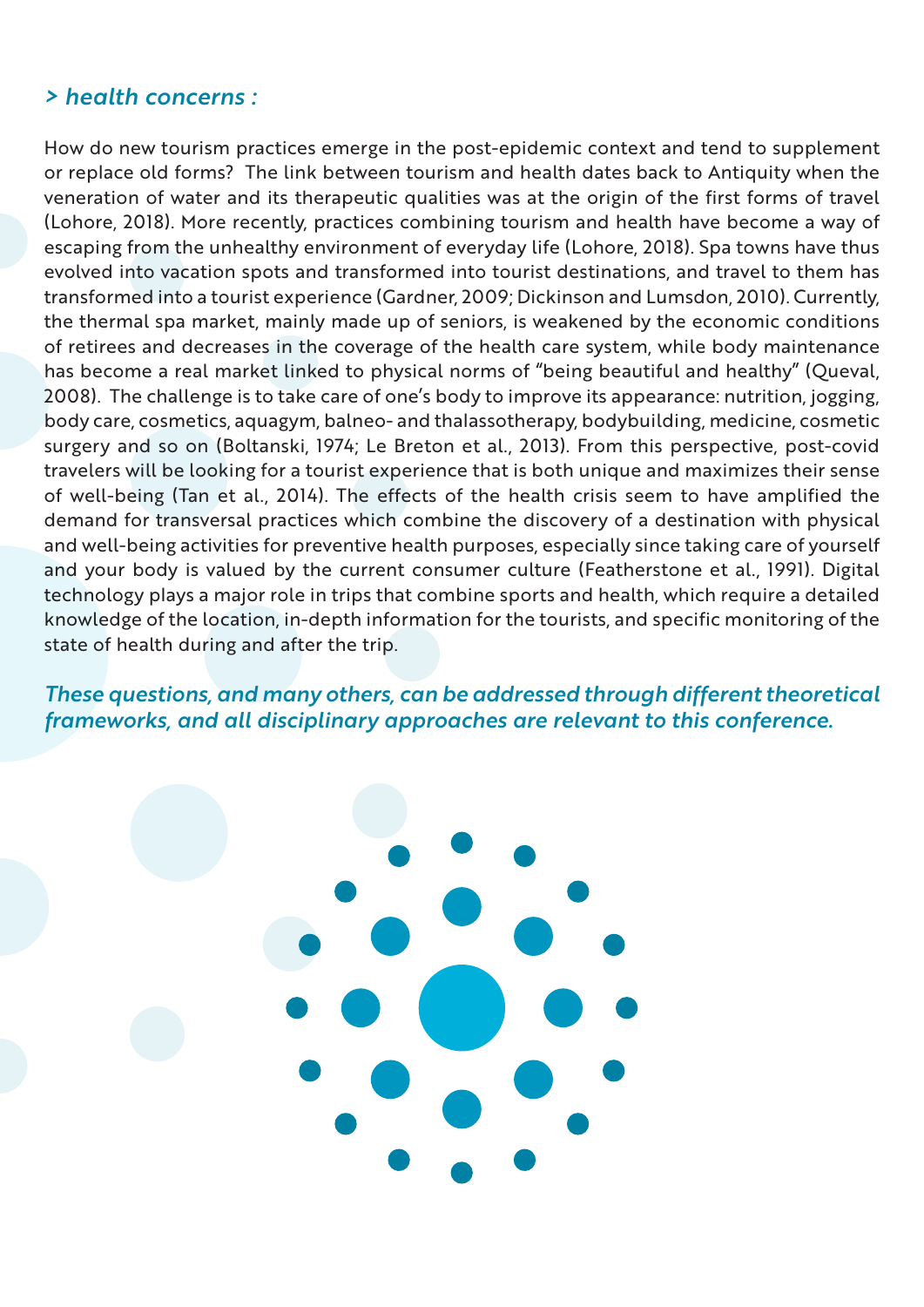### *> health concerns :*

How do new tourism practices emerge in the post-epidemic context and tend to supplement or replace old forms? The link between tourism and health dates back to Antiquity when the veneration of water and its therapeutic qualities was at the origin of the first forms of travel (Lohore, 2018). More recently, practices combining tourism and health have become a way of escaping from the unhealthy environment of everyday life (Lohore, 2018). Spa towns have thus evolved into vacation spots and transformed into tourist destinations, and travel to them has transformed into a tourist experience (Gardner, 2009; Dickinson and Lumsdon, 2010). Currently, the thermal spa market, mainly made up of seniors, is weakened by the economic conditions of retirees and decreases in the coverage of the health care system, while body maintenance has become a real market linked to physical norms of "being beautiful and healthy" (Queval, 2008). The challenge is to take care of one's body to improve its appearance: nutrition, jogging, body care, cosmetics, aquagym, balneo- and thalassotherapy, bodybuilding, medicine, cosmetic surgery and so on (Boltanski, 1974; Le Breton et al., 2013). From this perspective, post-covid travelers will be looking for a tourist experience that is both unique and maximizes their sense of well-being (Tan et al., 2014). The effects of the health crisis seem to have amplified the demand for transversal practices which combine the discovery of a destination with physical and well-being activities for preventive health purposes, especially since taking care of yourself and your body is valued by the current consumer culture (Featherstone et al., 1991). Digital technology plays a major role in trips that combine sports and health, which require a detailed knowledge of the location, in-depth information for the tourists, and specific monitoring of the state of health during and after the trip.

***These questions, and many others, can be addressed through different theoretical frameworks, and all disciplinary approaches are relevant to this conference.***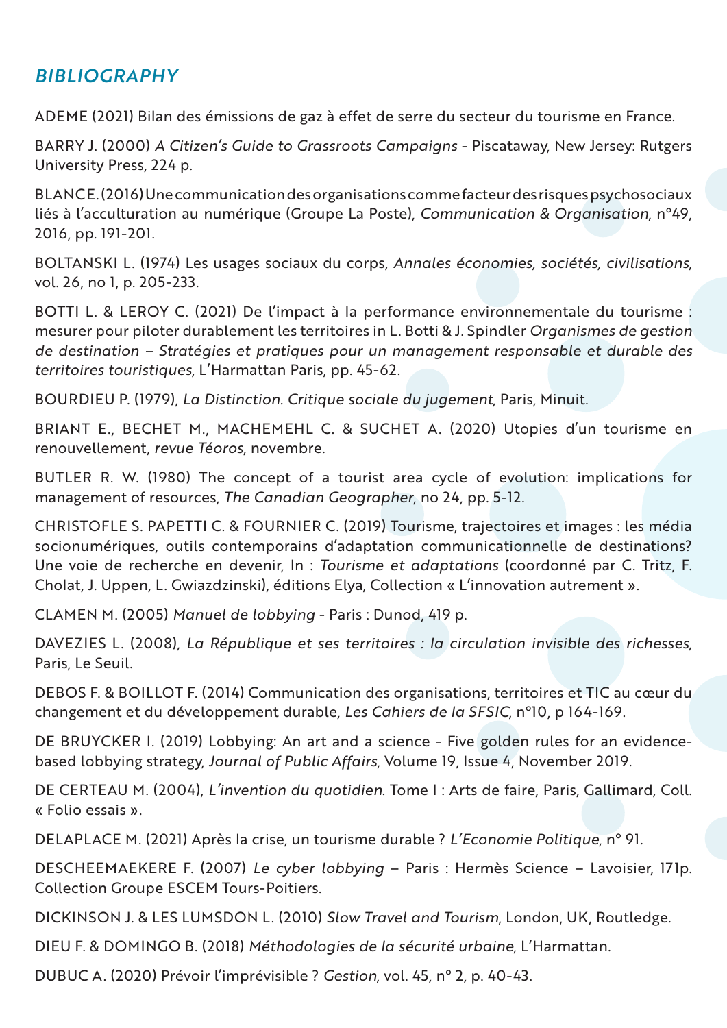## *BIBLIOGRAPHY*

ADEME (2021) Bilan des émissions de gaz à effet de serre du secteur du tourisme en France.

BARRY J. (2000) *A Citizen's Guide to Grassroots Campaigns* - Piscataway, New Jersey: Rutgers University Press, 224 p.

BLANC E. (2016) Une communication des organisations comme facteur des risques psychosociaux liés à l'acculturation au numérique (Groupe La Poste), *Communication & Organisation*, n°49, 2016, pp. 191-201.

BOLTANSKI L. (1974) Les usages sociaux du corps, *Annales économies, sociétés, civilisations*, vol. 26, no 1, p. 205-233.

BOTTI L. & LEROY C. (2021) De l'impact à la performance environnementale du tourisme : mesurer pour piloter durablement les territoires in L. Botti & J. Spindler *Organismes de gestion de destination – Stratégies et pratiques pour un management responsable et durable des territoires touristiques*, L'Harmattan Paris, pp. 45-62.

BOURDIEU P. (1979), *La Distinction. Critique sociale du jugement*, Paris, Minuit.

BRIANT E., BECHET M., MACHEMEHL C. & SUCHET A. (2020) Utopies d'un tourisme en renouvellement, *revue Téoros*, novembre.

BUTLER R. W. (1980) The concept of a tourist area cycle of evolution: implications for management of resources, *The Canadian Geographer*, no 24, pp. 5-12.

CHRISTOFLE S. PAPETTI C. & FOURNIER C. (2019) Tourisme, trajectoires et images : les média socionumériques, outils contemporains d'adaptation communicationnelle de destinations? Une voie de recherche en devenir, In : *Tourisme et adaptations* (coordonné par C. Tritz, F. Cholat, J. Uppen, L. Gwiazdzinski), éditions Elya, Collection « L'innovation autrement ».

CLAMEN M. (2005) *Manuel de lobbying* - Paris : Dunod, 419 p.

DAVEZIES L. (2008), *La République et ses territoires : la circulation invisible des richesses*, Paris, Le Seuil.

DEBOS F. & BOILLOT F. (2014) Communication des organisations, territoires et TIC au cœur du changement et du développement durable, *Les Cahiers de la SFSIC*, n°10, p 164-169.

DE BRUYCKER I. (2019) Lobbying: An art and a science - Five golden rules for an evidence-based lobbying strategy, *Journal of Public Affairs*, Volume 19, Issue 4, November 2019.

DE CERTEAU M. (2004), *L'invention du quotidien.* Tome I : Arts de faire, Paris, Gallimard, Coll. « Folio essais ».

DELAPLACE M. (2021) Après la crise, un tourisme durable ? *L'Economie Politique*, n° 91.

DESCHEEMAEKERE F. (2007) *Le cyber lobbying* – Paris : Hermès Science – Lavoisier, 171p. Collection Groupe ESCEM Tours-Poitiers.

DICKINSON J. & LES LUMSDON L. (2010) *Slow Travel and Tourism*, London, UK, Routledge.

DIEU F. & DOMINGO B. (2018) *Méthodologies de la sécurité urbaine*, L'Harmattan.

DUBUC A. (2020) Prévoir l'imprévisible ? *Gestion*, vol. 45, n° 2, p. 40-43.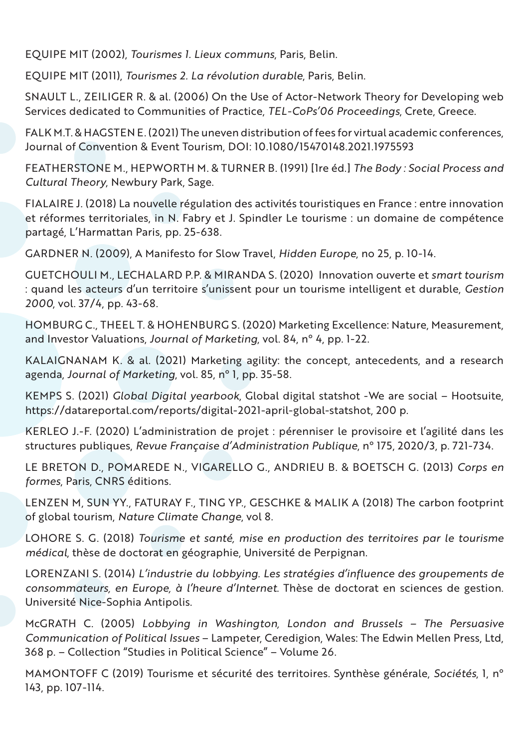EQUIPE MIT (2002), *Tourismes 1. Lieux communs*, Paris, Belin.

EQUIPE MIT (2011), *Tourismes 2. La révolution durable*, Paris, Belin.

SNAULT L., ZEILIGER R. & al. (2006) On the Use of Actor-Network Theory for Developing web Services dedicated to Communities of Practice, *TEL-CoPs'06 Proceedings*, Crete, Greece.

FALK M.T. & HAGSTEN E. (2021) The uneven distribution of fees for virtual academic conferences, Journal of Convention & Event Tourism, DOI: 10.1080/15470148.2021.1975593

FEATHERSTONE M., HEPWORTH M. & TURNER B. (1991) [1re éd.] *The Body : Social Process and Cultural Theory*, Newbury Park, Sage.

FIALAIRE J. (2018) La nouvelle régulation des activités touristiques en France : entre innovation et réformes territoriales, in N. Fabry et J. Spindler Le tourisme : un domaine de compétence partagé, L'Harmattan Paris, pp. 25-638.

GARDNER N. (2009), A Manifesto for Slow Travel, *Hidden Europe*, no 25, p. 10-14.

GUETCHOULI M., LECHALARD P.P. & MIRANDA S. (2020) Innovation ouverte et *smart tourism* : quand les acteurs d'un territoire s'unissent pour un tourisme intelligent et durable, *Gestion 2000*, vol. 37/4, pp. 43-68.

HOMBURG C., THEEL T. & HOHENBURG S. (2020) Marketing Excellence: Nature, Measurement, and Investor Valuations, *Journal of Marketing*, vol. 84, n° 4, pp. 1-22.

KALAIGNANAM K. & al. (2021) Marketing agility: the concept, antecedents, and a research agenda, *Journal of Marketing*, vol. 85, n° 1, pp. 35-58.

KEMPS S. (2021) *Global Digital yearbook*, Global digital statshot -We are social – Hootsuite, https://datareportal.com/reports/digital-2021-april-global-statshot, 200 p.

KERLEO J.-F. (2020) L'administration de projet : pérenniser le provisoire et l'agilité dans les structures publiques, *Revue Française d'Administration Publique*, n° 175, 2020/3, p. 721-734.

LE BRETON D., POMAREDE N., VIGARELLO G., ANDRIEU B. & BOETSCH G. (2013) *Corps en formes*, Paris, CNRS éditions.

LENZEN M, SUN YY., FATURAY F., TING YP., GESCHKE & MALIK A (2018) The carbon footprint of global tourism, *Nature Climate Change*, vol 8.

LOHORE S. G. (2018) *Tourisme et santé, mise en production des territoires par le tourisme médical*, thèse de doctorat en géographie, Université de Perpignan.

LORENZANI S. (2014) *L'industrie du lobbying. Les stratégies d'influence des groupements de consommateurs, en Europe, à l'heure d'Internet.* Thèse de doctorat en sciences de gestion. Université Nice-Sophia Antipolis.

McGRATH C. (2005) *Lobbying in Washington, London and Brussels – The Persuasive Communication of Political Issues* – Lampeter, Ceredigion, Wales: The Edwin Mellen Press, Ltd, 368 p. – Collection "Studies in Political Science" – Volume 26.

MAMONTOFF C (2019) Tourisme et sécurité des territoires. Synthèse générale, *Sociétés*, 1, n° 143, pp. 107-114.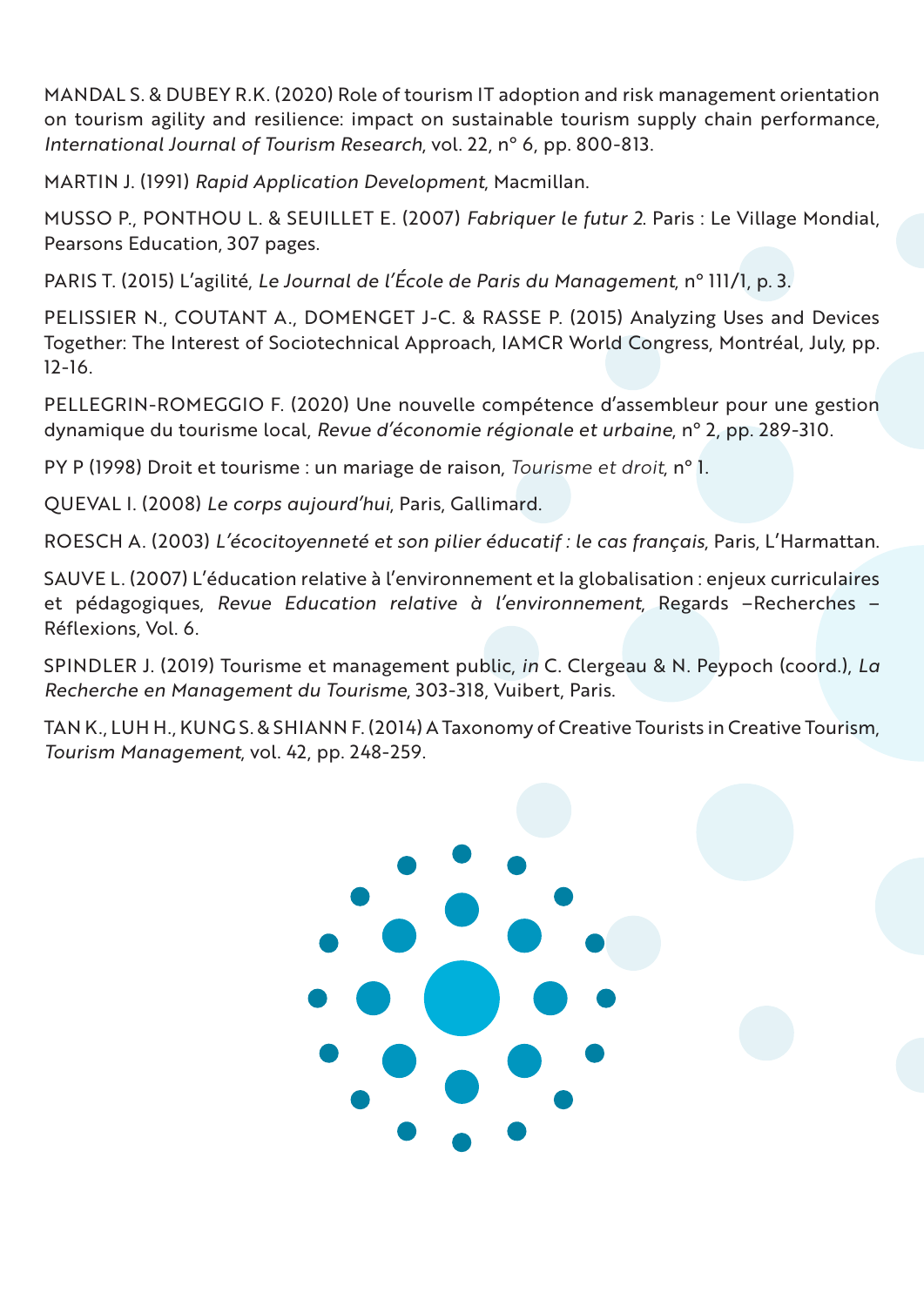MANDAL S. & DUBEY R.K. (2020) Role of tourism IT adoption and risk management orientation on tourism agility and resilience: impact on sustainable tourism supply chain performance, *International Journal of Tourism Research*, vol. 22, n° 6, pp. 800-813.

MARTIN J. (1991) *Rapid Application Development*, Macmillan.

MUSSO P., PONTHOU L. & SEUILLET E. (2007) *Fabriquer le futur 2*. Paris : Le Village Mondial, Pearsons Education, 307 pages.

PARIS T. (2015) L'agilité, *Le Journal de l'École de Paris du Management*, n° 111/1, p. 3.

PELISSIER N., COUTANT A., DOMENGET J-C. & RASSE P. (2015) Analyzing Uses and Devices Together: The Interest of Sociotechnical Approach, IAMCR World Congress, Montréal, July, pp. 12-16.

PELLEGRIN-ROMEGGIO F. (2020) Une nouvelle compétence d'assembleur pour une gestion dynamique du tourisme local, *Revue d'économie régionale et urbaine*, n° 2, pp. 289-310.

PY P (1998) Droit et tourisme : un mariage de raison, *Tourisme et droit*, n° 1.

QUEVAL I. (2008) *Le corps aujourd'hui*, Paris, Gallimard.

ROESCH A. (2003) *L'écocitoyenneté et son pilier éducatif : le cas français*, Paris, L'Harmattan.

SAUVE L. (2007) L'éducation relative à l'environnement et la globalisation : enjeux curriculaires et pédagogiques, *Revue Education relative à l'environnement*, Regards –Recherches – Réflexions, Vol. 6.

SPINDLER J. (2019) Tourisme et management public, *in* C. Clergeau & N. Peypoch (coord.), *La Recherche en Management du Tourisme*, 303-318, Vuibert, Paris.

TAN K., LUH H., KUNG S. & SHIANN F. (2014) A Taxonomy of Creative Tourists in Creative Tourism, *Tourism Management*, vol. 42, pp. 248-259.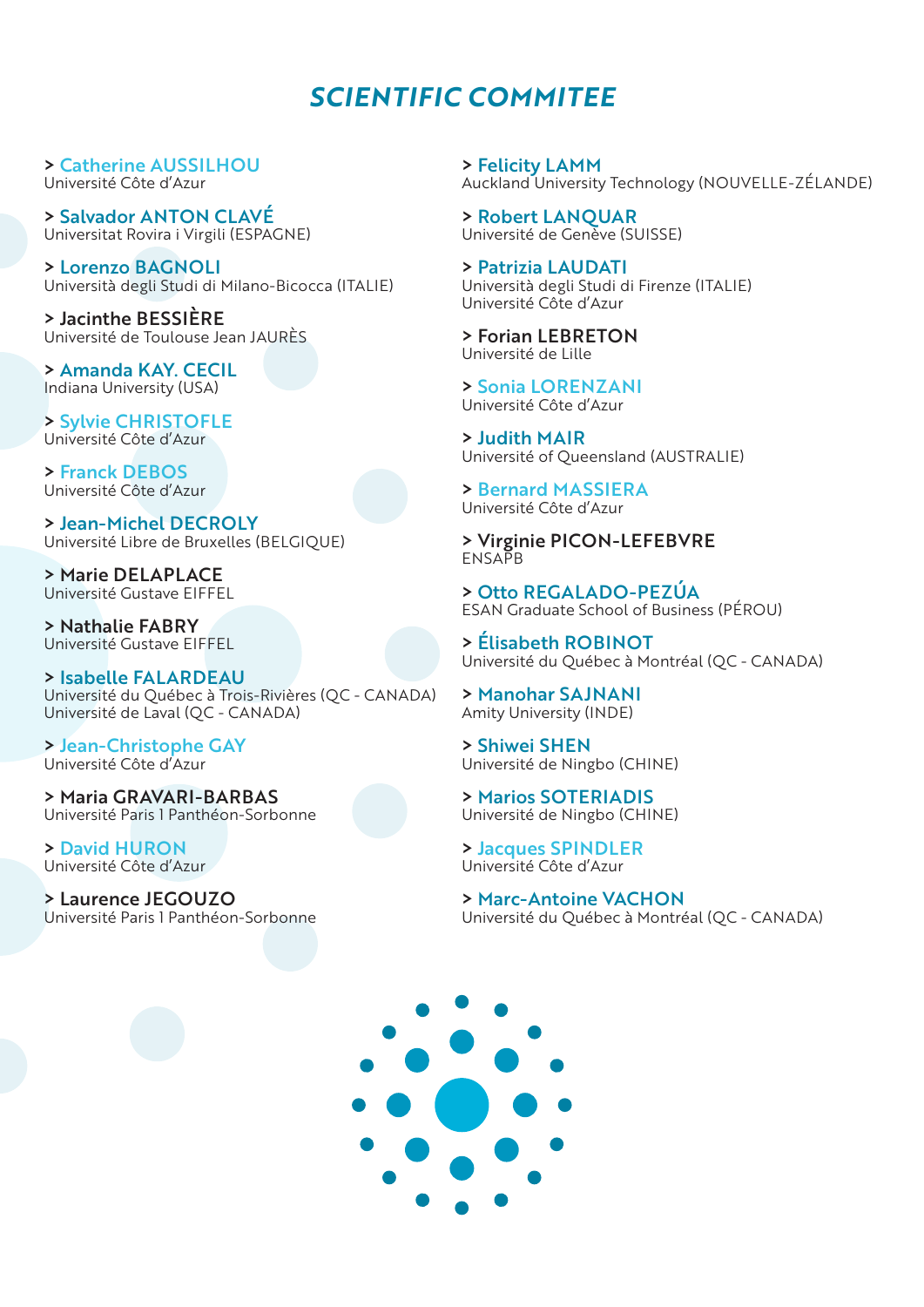# SCIENTIFIC COMMITEE

> Catherine AUSSILHOU
Université Côte d'Azur

> Salvador ANTON CLAVÉ
Universitat Rovira i Virgili (ESPAGNE)

> Lorenzo BAGNOLI
Università degli Studi di Milano-Bicocca (ITALIE)

> Jacinthe BESSIÈRE
Université de Toulouse Jean JAURÈS

> Amanda KAY. CECIL
Indiana University (USA)

> Sylvie CHRISTOFLE
Université Côte d'Azur

> Franck DEBOS
Université Côte d'Azur

> Jean-Michel DECROLY
Université Libre de Bruxelles (BELGIQUE)

> Marie DELAPLACE
Université Gustave EIFFEL

> Nathalie FABRY
Université Gustave EIFFEL

> Isabelle FALARDEAU
Université du Québec à Trois-Rivières (QC - CANADA)
Université de Laval (QC - CANADA)

> Jean-Christophe GAY
Université Côte d'Azur

> Maria GRAVARI-BARBAS
Université Paris 1 Panthéon-Sorbonne

> David HURON
Université Côte d'Azur

> Laurence JEGOUZO
Université Paris 1 Panthéon-Sorbonne

> Felicity LAMM
Auckland University Technology (NOUVELLE-ZÉLANDE)

> Robert LANQUAR
Université de Genève (SUISSE)

> Patrizia LAUDATI
Università degli Studi di Firenze (ITALIE)
Université Côte d'Azur

> Forian LEBRETON
Université de Lille

> Sonia LORENZANI
Université Côte d'Azur

> Judith MAIR
Université of Queensland (AUSTRALIE)

> Bernard MASSIERA
Université Côte d'Azur

> Virginie PICON-LEFEBVRE
ENSAPB

> Otto REGALADO-PEZÚA
ESAN Graduate School of Business (PÉROU)

> Élisabeth ROBINOT
Université du Québec à Montréal (QC - CANADA)

> Manohar SAJNANI
Amity University (INDE)

> Shiwei SHEN
Université de Ningbo (CHINE)

> Marios SOTERIADIS
Université de Ningbo (CHINE)

> Jacques SPINDLER
Université Côte d'Azur

> Marc-Antoine VACHON
Université du Québec à Montréal (QC - CANADA)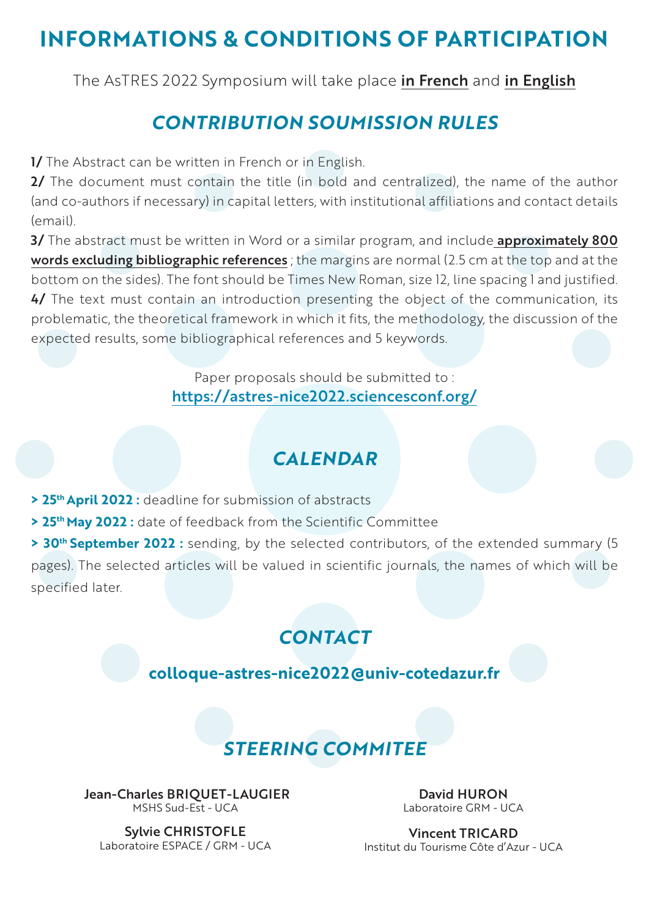# INFORMATIONS & CONDITIONS OF PARTICIPATION

The AsTRES 2022 Symposium will take place **in French** and **in English**

## *CONTRIBUTION SOUMISSION RULES*

**1/** The Abstract can be written in French or in English.
**2/** The document must contain the title (in bold and centralized), the name of the author (and co-authors if necessary) in capital letters, with institutional affiliations and contact details (email).
**3/** The abstract must be written in Word or a similar program, and include **approximately 800 words excluding bibliographic references** ; the margins are normal (2.5 cm at the top and at the bottom on the sides). The font should be Times New Roman, size 12, line spacing 1 and justified.
**4/** The text must contain an introduction presenting the object of the communication, its problematic, the theoretical framework in which it fits, the methodology, the discussion of the expected results, some bibliographical references and 5 keywords.

Paper proposals should be submitted to :
https://astres-nice2022.sciencesconf.org/

## *CALENDAR*

**> 25th April 2022 :** deadline for submission of abstracts
**> 25th May 2022 :** date of feedback from the Scientific Committee
**> 30th September 2022 :** sending, by the selected contributors, of the extended summary (5 pages). The selected articles will be valued in scientific journals, the names of which will be specified later.

## *CONTACT*

**colloque-astres-nice2022@univ-cotedazur.fr**

## *STEERING COMMITEE*

**Jean-Charles BRIQUET-LAUGIER**
MSHS Sud-Est - UCA

**Sylvie CHRISTOFLE**
Laboratoire ESPACE / GRM - UCA

**David HURON**
Laboratoire GRM - UCA

**Vincent TRICARD**
Institut du Tourisme Côte d'Azur - UCA